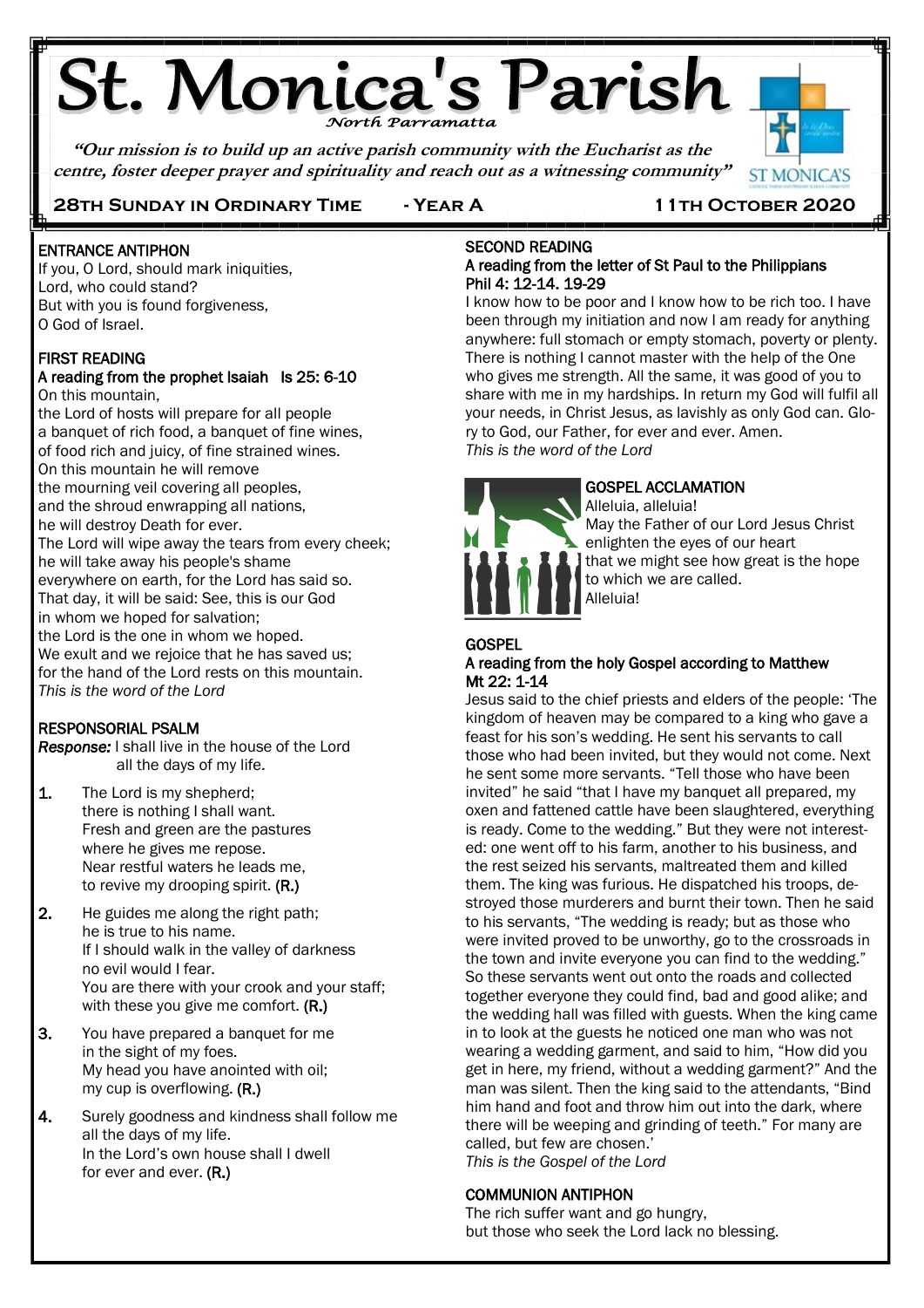# St. Monica's Parish

*North Parramatta*

*"Our mission is to build up an active parish community with the Eucharist as the centre, foster deeper prayer and spirituality and reach out as a witnessing community"*

**28TH SUNDAY IN ORDINARY TIME - YEAR A 11TH OCTOBER 2020**

## ENTRANCE ANTIPHON

If you, O Lord, should mark iniquities,
Lord, who could stand?
But with you is found forgiveness,
O God of Israel.

## FIRST READING

### A reading from the prophet Isaiah Is 25: 6-10

On this mountain,
the Lord of hosts will prepare for all people
a banquet of rich food, a banquet of fine wines,
of food rich and juicy, of fine strained wines.
On this mountain he will remove
the mourning veil covering all peoples,
and the shroud enwrapping all nations,
he will destroy Death for ever.
The Lord will wipe away the tears from every cheek;
he will take away his people's shame
everywhere on earth, for the Lord has said so.
That day, it will be said: See, this is our God
in whom we hoped for salvation;
the Lord is the one in whom we hoped.
We exult and we rejoice that he has saved us;
for the hand of the Lord rests on this mountain.
*This is the word of the Lord*

## RESPONSORIAL PSALM

***Response:*** I shall live in the house of the Lord all the days of my life.

1. The Lord is my shepherd;
there is nothing I shall want.
Fresh and green are the pastures
where he gives me repose.
Near restful waters he leads me,
to revive my drooping spirit. **(R.)**

2. He guides me along the right path;
he is true to his name.
If I should walk in the valley of darkness
no evil would I fear.
You are there with your crook and your staff;
with these you give me comfort. **(R.)**

3. You have prepared a banquet for me
in the sight of my foes.
My head you have anointed with oil;
my cup is overflowing. **(R.)**

4. Surely goodness and kindness shall follow me
all the days of my life.
In the Lord's own house shall I dwell
for ever and ever. **(R.)**

## SECOND READING

### A reading from the letter of St Paul to the Philippians Phil 4: 12-14. 19-29

I know how to be poor and I know how to be rich too. I have been through my initiation and now I am ready for anything anywhere: full stomach or empty stomach, poverty or plenty. There is nothing I cannot master with the help of the One who gives me strength. All the same, it was good of you to share with me in my hardships. In return my God will fulfil all your needs, in Christ Jesus, as lavishly as only God can. Glory to God, our Father, for ever and ever. Amen.
*This is the word of the Lord*

## GOSPEL ACCLAMATION

Alleluia, alleluia!
May the Father of our Lord Jesus Christ
enlighten the eyes of our heart
that we might see how great is the hope
to which we are called.
Alleluia!

## GOSPEL

### A reading from the holy Gospel according to Matthew Mt 22: 1-14

Jesus said to the chief priests and elders of the people: 'The kingdom of heaven may be compared to a king who gave a feast for his son's wedding. He sent his servants to call those who had been invited, but they would not come. Next he sent some more servants. "Tell those who have been invited" he said "that I have my banquet all prepared, my oxen and fattened cattle have been slaughtered, everything is ready. Come to the wedding." But they were not interested: one went off to his farm, another to his business, and the rest seized his servants, maltreated them and killed them. The king was furious. He dispatched his troops, destroyed those murderers and burnt their town. Then he said to his servants, "The wedding is ready; but as those who were invited proved to be unworthy, go to the crossroads in the town and invite everyone you can find to the wedding." So these servants went out onto the roads and collected together everyone they could find, bad and good alike; and the wedding hall was filled with guests. When the king came in to look at the guests he noticed one man who was not wearing a wedding garment, and said to him, "How did you get in here, my friend, without a wedding garment?" And the man was silent. Then the king said to the attendants, "Bind him hand and foot and throw him out into the dark, where there will be weeping and grinding of teeth." For many are called, but few are chosen.'
*This is the Gospel of the Lord*

## COMMUNION ANTIPHON

The rich suffer want and go hungry,
but those who seek the Lord lack no blessing.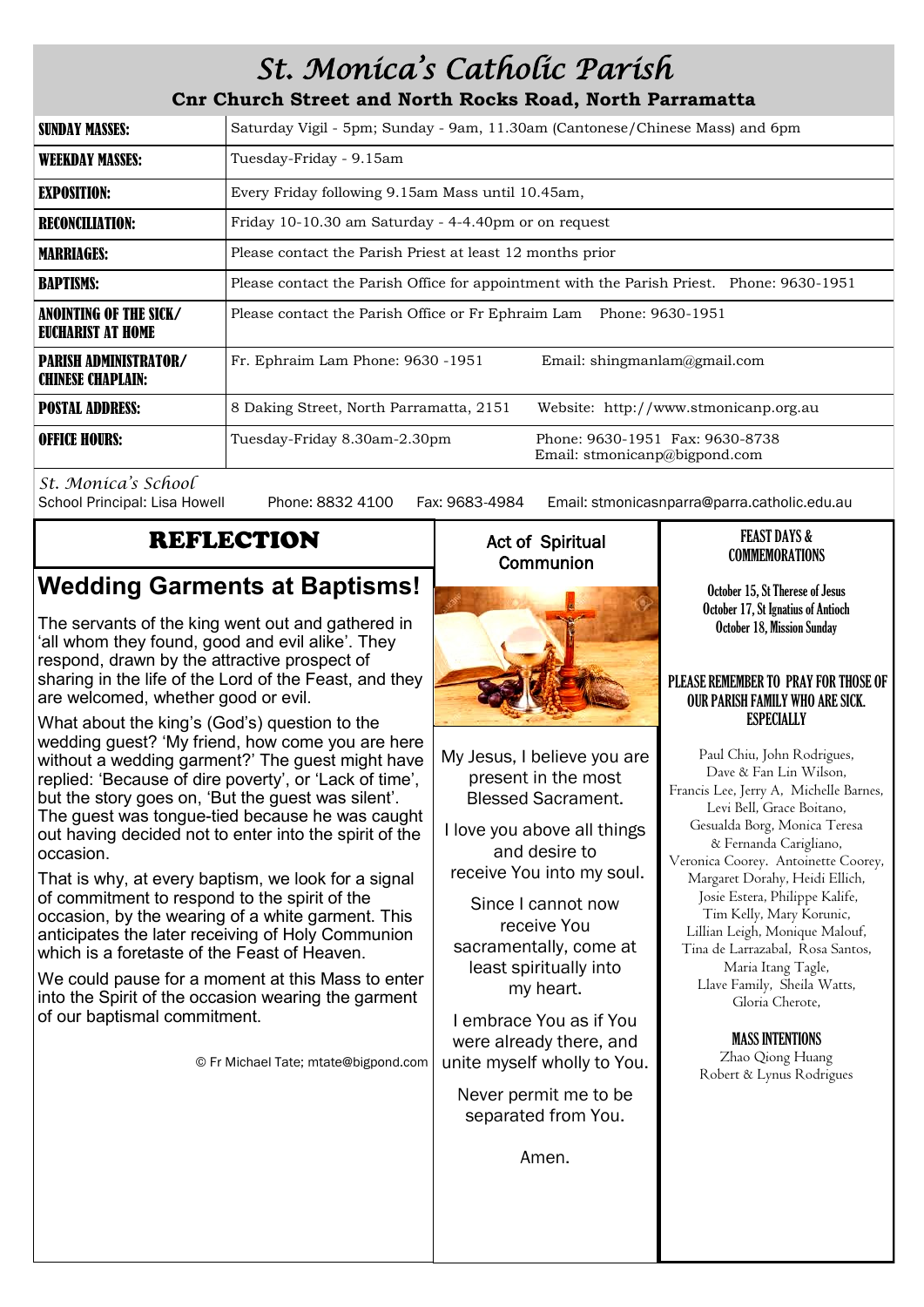# St. Monica's Catholic Parish

**Cnr Church Street and North Rocks Road, North Parramatta**

| | |
|---|---|
| **SUNDAY MASSES:** | Saturday Vigil - 5pm; Sunday - 9am, 11.30am (Cantonese/Chinese Mass) and 6pm |
| **WEEKDAY MASSES:** | Tuesday-Friday - 9.15am |
| **EXPOSITION:** | Every Friday following 9.15am Mass until 10.45am, |
| **RECONCILIATION:** | Friday 10-10.30 am Saturday - 4-4.40pm or on request |
| **MARRIAGES:** | Please contact the Parish Priest at least 12 months prior |
| **BAPTISMS:** | Please contact the Parish Office for appointment with the Parish Priest. Phone: 9630-1951 |
| **ANOINTING OF THE SICK/ EUCHARIST AT HOME** | Please contact the Parish Office or Fr Ephraim Lam Phone: 9630-1951 |
| **PARISH ADMINISTRATOR/ CHINESE CHAPLAIN:** | Fr. Ephraim Lam Phone: 9630 -1951 Email: shingmanlam@gmail.com |
| **POSTAL ADDRESS:** | 8 Daking Street, North Parramatta, 2151 Website: http://www.stmonicanp.org.au |
| **OFFICE HOURS:** | Tuesday-Friday 8.30am-2.30pm Phone: 9630-1951 Fax: 9630-8738 Email: stmonicanp@bigpond.com |

*St. Monica's School*
School Principal: Lisa Howell Phone: 8832 4100 Fax: 9683-4984 Email: stmonicasnparra@parra.catholic.edu.au

## REFLECTION

## Wedding Garments at Baptisms!

The servants of the king went out and gathered in 'all whom they found, good and evil alike'. They respond, drawn by the attractive prospect of sharing in the life of the Lord of the Feast, and they are welcomed, whether good or evil.

What about the king's (God's) question to the wedding guest? 'My friend, how come you are here without a wedding garment?' The guest might have replied: 'Because of dire poverty', or 'Lack of time', but the story goes on, 'But the guest was silent'. The guest was tongue-tied because he was caught out having decided not to enter into the spirit of the occasion.

That is why, at every baptism, we look for a signal of commitment to respond to the spirit of the occasion, by the wearing of a white garment. This anticipates the later receiving of Holy Communion which is a foretaste of the Feast of Heaven.

We could pause for a moment at this Mass to enter into the Spirit of the occasion wearing the garment of our baptismal commitment.

© Fr Michael Tate; mtate@bigpond.com

## Act of Spiritual Communion

My Jesus, I believe you are present in the most Blessed Sacrament.

I love you above all things and desire to receive You into my soul.

Since I cannot now receive You sacramentally, come at least spiritually into my heart.

I embrace You as if You were already there, and unite myself wholly to You.

Never permit me to be separated from You.

Amen.

## FEAST DAYS & COMMEMORATIONS

October 15, St Therese of Jesus
October 17, St Ignatius of Antioch
October 18, Mission Sunday

**PLEASE REMEMBER TO PRAY FOR THOSE OF OUR PARISH FAMILY WHO ARE SICK. ESPECIALLY**

Paul Chiu, John Rodrigues, Dave & Fan Lin Wilson, Francis Lee, Jerry A, Michelle Barnes, Levi Bell, Grace Boitano, Gesualda Borg, Monica Teresa & Fernanda Carigliano, Veronica Coorey. Antoinette Coorey, Margaret Dorahy, Heidi Ellich, Josie Estera, Philippe Kalife, Tim Kelly, Mary Korunic, Lillian Leigh, Monique Malouf, Tina de Larrazabal, Rosa Santos, Maria Itang Tagle, Llave Family, Sheila Watts, Gloria Cherote,

**MASS INTENTIONS**

Zhao Qiong Huang
Robert & Lynus Rodrigues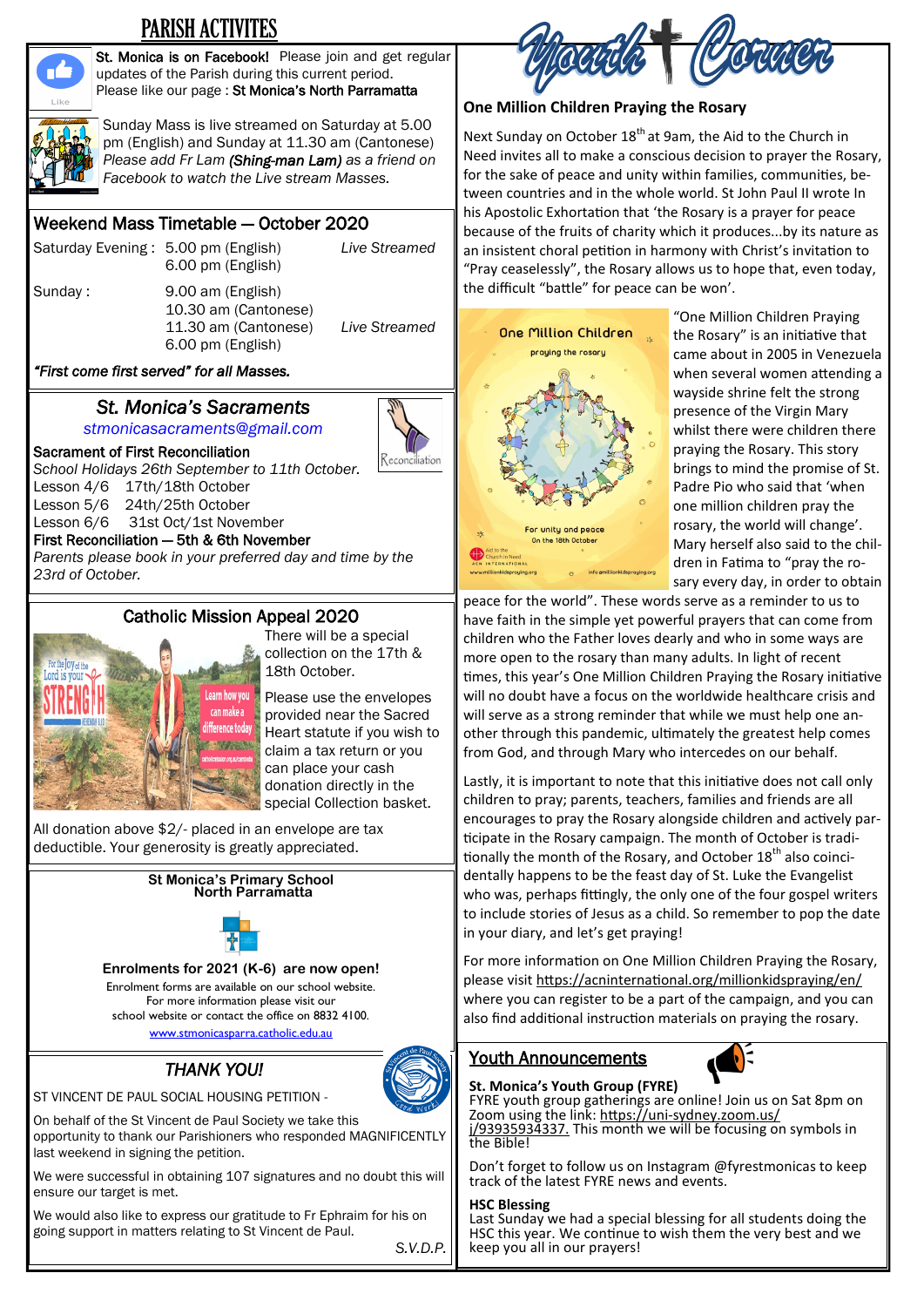# PARISH ACTIVITES

**St. Monica is on Facebook!** Please join and get regular updates of the Parish during this current period. Please like our page : **St Monica's North Parramatta**

Sunday Mass is live streamed on Saturday at 5.00 pm (English) and Sunday at 11.30 am (Cantonese) *Please add Fr Lam **(Shing-man Lam)** as a friend on Facebook to watch the Live stream Masses.*

## Weekend Mass Timetable — October 2020

| | | |
|---|---|---|
| Saturday Evening : | 5.00 pm (English) | *Live Streamed* |
| | 6.00 pm (English) | |
| Sunday : | 9.00 am (English) | |
| | 10.30 am (Cantonese) | |
| | 11.30 am (Cantonese) | *Live Streamed* |
| | 6.00 pm (English) | |

***"First come first served" for all Masses.***

## *St. Monica's Sacraments*

*stmonicasacraments@gmail.com*

**Sacrament of First Reconciliation**

*School Holidays 26th September to 11th October.*

Lesson 4/6 17th/18th October

Lesson 5/6 24th/25th October

Lesson 6/6 31st Oct/1st November

**First Reconciliation — 5th & 6th November**

*Parents please book in your preferred day and time by the 23rd of October.*

## Catholic Mission Appeal 2020

There will be a special collection on the 17th & 18th October.

Please use the envelopes provided near the Sacred Heart statute if you wish to claim a tax return or you can place your cash donation directly in the special Collection basket.

All donation above $2/- placed in an envelope are tax deductible. Your generosity is greatly appreciated.

### St Monica's Primary School North Parramatta

**Enrolments for 2021 (K-6) are now open!**

Enrolment forms are available on our school website. For more information please visit our school website or contact the office on 8832 4100.

www.stmonicasparra.catholic.edu.au

## *THANK YOU!*

ST VINCENT DE PAUL SOCIAL HOUSING PETITION -

On behalf of the St Vincent de Paul Society we take this opportunity to thank our Parishioners who responded MAGNIFICENTLY last weekend in signing the petition.

We were successful in obtaining 107 signatures and no doubt this will ensure our target is met.

We would also like to express our gratitude to Fr Ephraim for his on going support in matters relating to St Vincent de Paul.

*S.V.D.P.*

# Youth Corner

### One Million Children Praying the Rosary

Next Sunday on October 18th at 9am, the Aid to the Church in Need invites all to make a conscious decision to prayer the Rosary, for the sake of peace and unity within families, communities, between countries and in the whole world. St John Paul II wrote In his Apostolic Exhortation that 'the Rosary is a prayer for peace because of the fruits of charity which it produces...by its nature as an insistent choral petition in harmony with Christ's invitation to "Pray ceaselessly", the Rosary allows us to hope that, even today, the difficult "battle" for peace can be won'.

"One Million Children Praying the Rosary" is an initiative that came about in 2005 in Venezuela when several women attending a wayside shrine felt the strong presence of the Virgin Mary whilst there were children there praying the Rosary. This story brings to mind the promise of St. Padre Pio who said that 'when one million children pray the rosary, the world will change'. Mary herself also said to the children in Fatima to "pray the rosary every day, in order to obtain peace for the world". These words serve as a reminder to us to have faith in the simple yet powerful prayers that can come from children who the Father loves dearly and who in some ways are more open to the rosary than many adults. In light of recent times, this year's One Million Children Praying the Rosary initiative will no doubt have a focus on the worldwide healthcare crisis and will serve as a strong reminder that while we must help one another through this pandemic, ultimately the greatest help comes from God, and through Mary who intercedes on our behalf.

Lastly, it is important to note that this initiative does not call only children to pray; parents, teachers, families and friends are all encourages to pray the Rosary alongside children and actively participate in the Rosary campaign. The month of October is traditionally the month of the Rosary, and October 18th also coincidentally happens to be the feast day of St. Luke the Evangelist who was, perhaps fittingly, the only one of the four gospel writers to include stories of Jesus as a child. So remember to pop the date in your diary, and let's get praying!

For more information on One Million Children Praying the Rosary, please visit https://acninternational.org/millionkidspraying/en/ where you can register to be a part of the campaign, and you can also find additional instruction materials on praying the rosary.

## Youth Announcements

**St. Monica's Youth Group (FYRE)**

FYRE youth group gatherings are online! Join us on Sat 8pm on Zoom using the link: https://uni-sydney.zoom.us/j/93935934337. This month we will be focusing on symbols in the Bible!

Don't forget to follow us on Instagram @fyrestmonicas to keep track of the latest FYRE news and events.

**HSC Blessing**

Last Sunday we had a special blessing for all students doing the HSC this year. We continue to wish them the very best and we keep you all in our prayers!